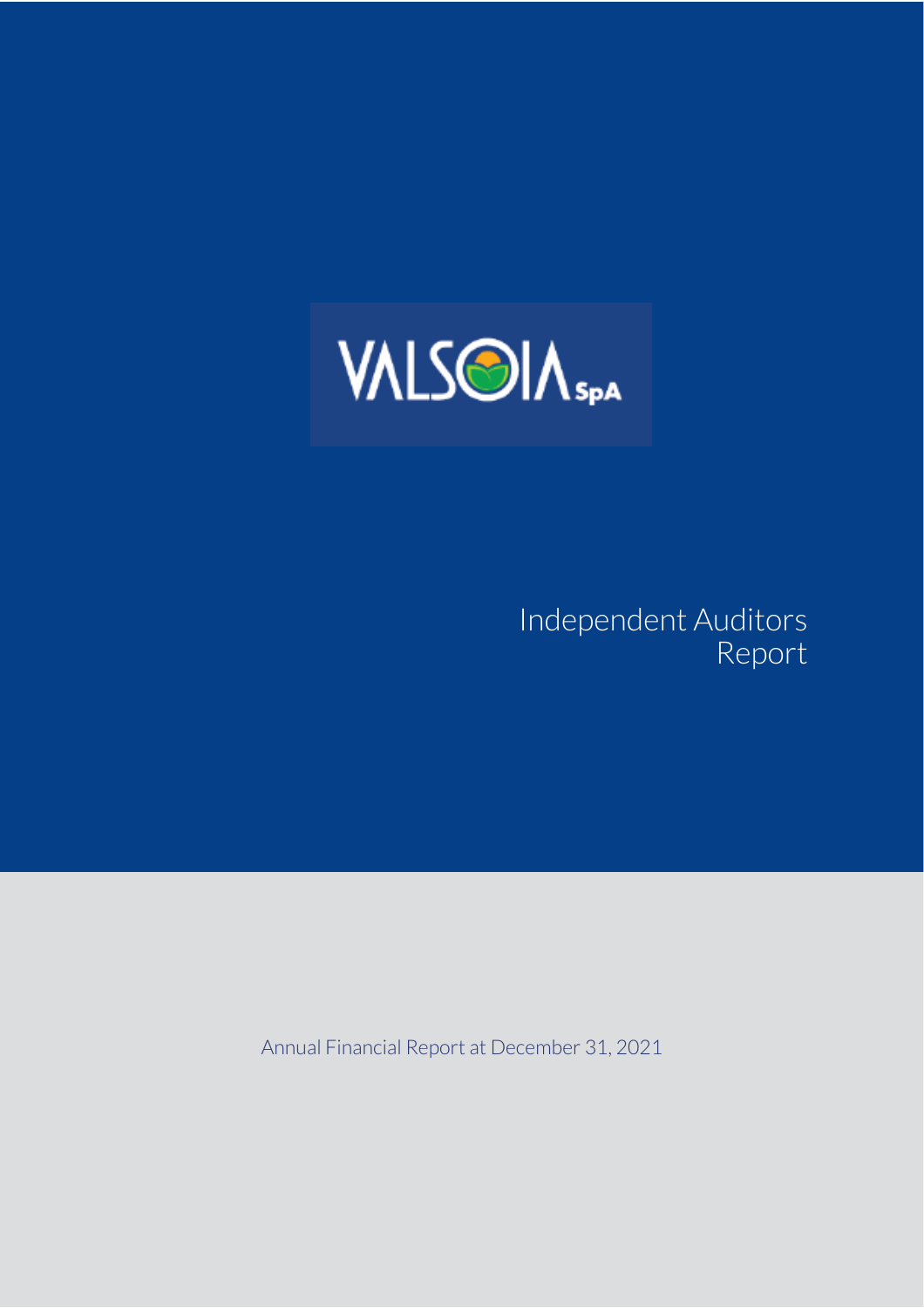VALSOIA SpA

# Independent Auditors Report

Annual Financial Report at December 31, 2021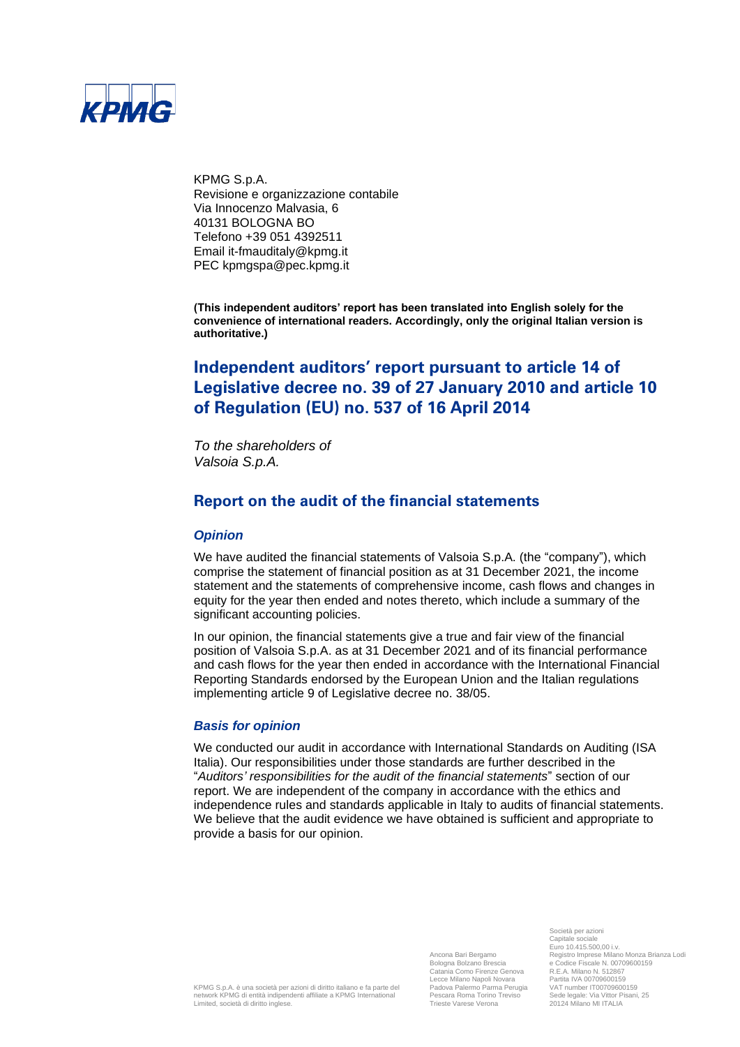KPMG S.p.A.
Revisione e organizzazione contabile
Via Innocenzo Malvasia, 6
40131 BOLOGNA BO
Telefono +39 051 4392511
Email it-fmauditaly@kpmg.it
PEC kpmgspa@pec.kpmg.it

**(This independent auditors' report has been translated into English solely for the convenience of international readers. Accordingly, only the original Italian version is authoritative.)**

# Independent auditors' report pursuant to article 14 of Legislative decree no. 39 of 27 January 2010 and article 10 of Regulation (EU) no. 537 of 16 April 2014

*To the shareholders of*
*Valsoia S.p.A.*

## Report on the audit of the financial statements

### *Opinion*

We have audited the financial statements of Valsoia S.p.A. (the "company"), which comprise the statement of financial position as at 31 December 2021, the income statement and the statements of comprehensive income, cash flows and changes in equity for the year then ended and notes thereto, which include a summary of the significant accounting policies.

In our opinion, the financial statements give a true and fair view of the financial position of Valsoia S.p.A. as at 31 December 2021 and of its financial performance and cash flows for the year then ended in accordance with the International Financial Reporting Standards endorsed by the European Union and the Italian regulations implementing article 9 of Legislative decree no. 38/05.

### *Basis for opinion*

We conducted our audit in accordance with International Standards on Auditing (ISA Italia). Our responsibilities under those standards are further described in the "*Auditors' responsibilities for the audit of the financial statements*" section of our report. We are independent of the company in accordance with the ethics and independence rules and standards applicable in Italy to audits of financial statements. We believe that the audit evidence we have obtained is sufficient and appropriate to provide a basis for our opinion.

KPMG S.p.A. è una società per azioni di diritto italiano e fa parte del network KPMG di entità indipendenti affiliate a KPMG International Limited, società di diritto inglese.

Ancona Bari Bergamo
Bologna Bolzano Brescia
Catania Como Firenze Genova
Lecce Milano Napoli Novara
Padova Palermo Parma Perugia
Pescara Roma Torino Treviso
Trieste Varese Verona

Società per azioni
Capitale sociale
Euro 10.415.500,00 i.v.
Registro Imprese Milano Monza Brianza Lodi
e Codice Fiscale N. 00709600159
R.E.A. Milano N. 512867
Partita IVA 00709600159
VAT number IT00709600159
Sede legale: Via Vittor Pisani, 25
20124 Milano MI ITALIA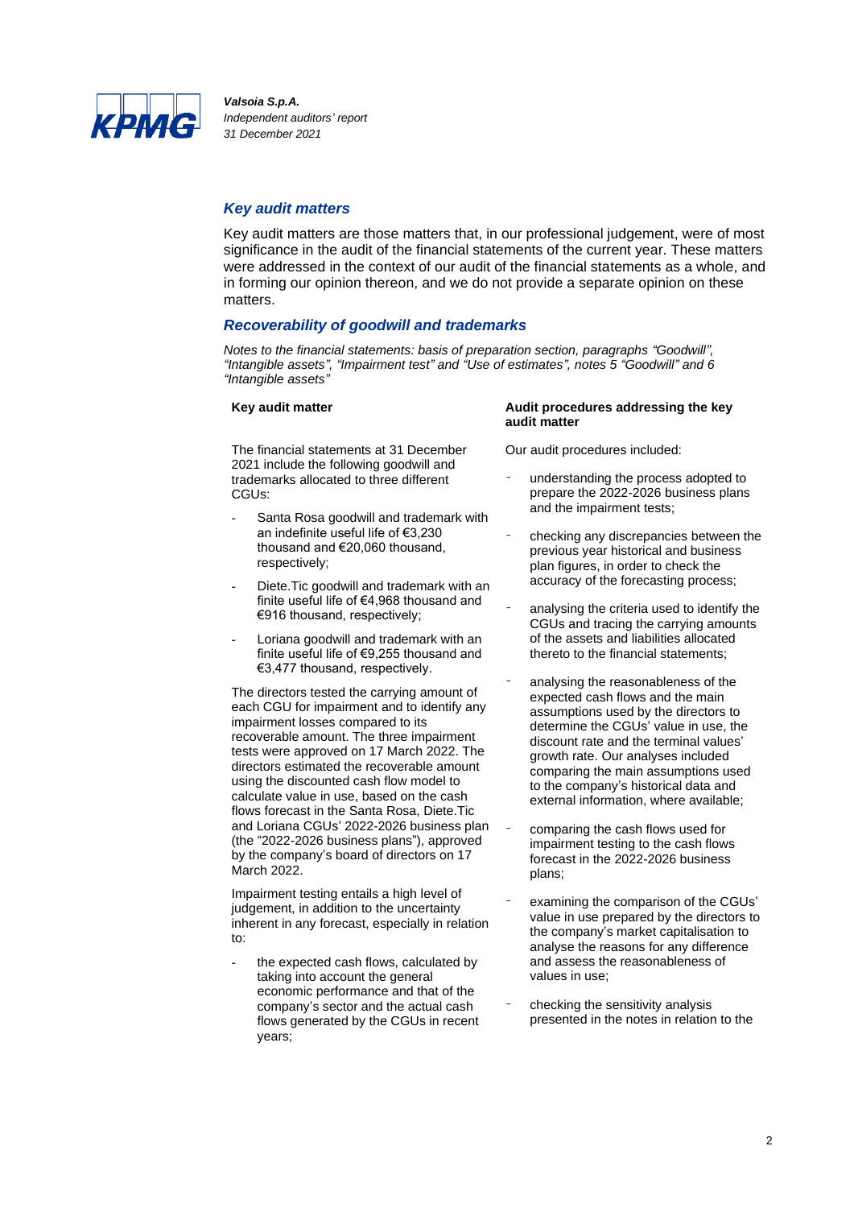## Key audit matters

Key audit matters are those matters that, in our professional judgement, were of most significance in the audit of the financial statements of the current year. These matters were addressed in the context of our audit of the financial statements as a whole, and in forming our opinion thereon, and we do not provide a separate opinion on these matters.

### Recoverability of goodwill and trademarks

*Notes to the financial statements: basis of preparation section, paragraphs "Goodwill", "Intangible assets", "Impairment test" and "Use of estimates", notes 5 "Goodwill" and 6 "Intangible assets"*

| Key audit matter | Audit procedures addressing the key audit matter |
|---|---|
| The financial statements at 31 December 2021 include the following goodwill and trademarks allocated to three different CGUs:<br>- Santa Rosa goodwill and trademark with an indefinite useful life of €3,230 thousand and €20,060 thousand, respectively;<br>- Diete.Tic goodwill and trademark with an finite useful life of €4,968 thousand and €916 thousand, respectively;<br>- Loriana goodwill and trademark with an finite useful life of €9,255 thousand and €3,477 thousand, respectively.<br><br>The directors tested the carrying amount of each CGU for impairment and to identify any impairment losses compared to its recoverable amount. The three impairment tests were approved on 17 March 2022. The directors estimated the recoverable amount using the discounted cash flow model to calculate value in use, based on the cash flows forecast in the Santa Rosa, Diete.Tic and Loriana CGUs' 2022-2026 business plan (the "2022-2026 business plans"), approved by the company's board of directors on 17 March 2022.<br><br>Impairment testing entails a high level of judgement, in addition to the uncertainty inherent in any forecast, especially in relation to:<br>- the expected cash flows, calculated by taking into account the general economic performance and that of the company's sector and the actual cash flows generated by the CGUs in recent years; | Our audit procedures included:<br>- understanding the process adopted to prepare the 2022-2026 business plans and the impairment tests;<br>- checking any discrepancies between the previous year historical and business plan figures, in order to check the accuracy of the forecasting process;<br>- analysing the criteria used to identify the CGUs and tracing the carrying amounts of the assets and liabilities allocated thereto to the financial statements;<br>- analysing the reasonableness of the expected cash flows and the main assumptions used by the directors to determine the CGUs' value in use, the discount rate and the terminal values' growth rate. Our analyses included comparing the main assumptions used to the company's historical data and external information, where available;<br>- comparing the cash flows used for impairment testing to the cash flows forecast in the 2022-2026 business plans;<br>- examining the comparison of the CGUs' value in use prepared by the directors to the company's market capitalisation to analyse the reasons for any difference and assess the reasonableness of values in use;<br>- checking the sensitivity analysis presented in the notes in relation to the |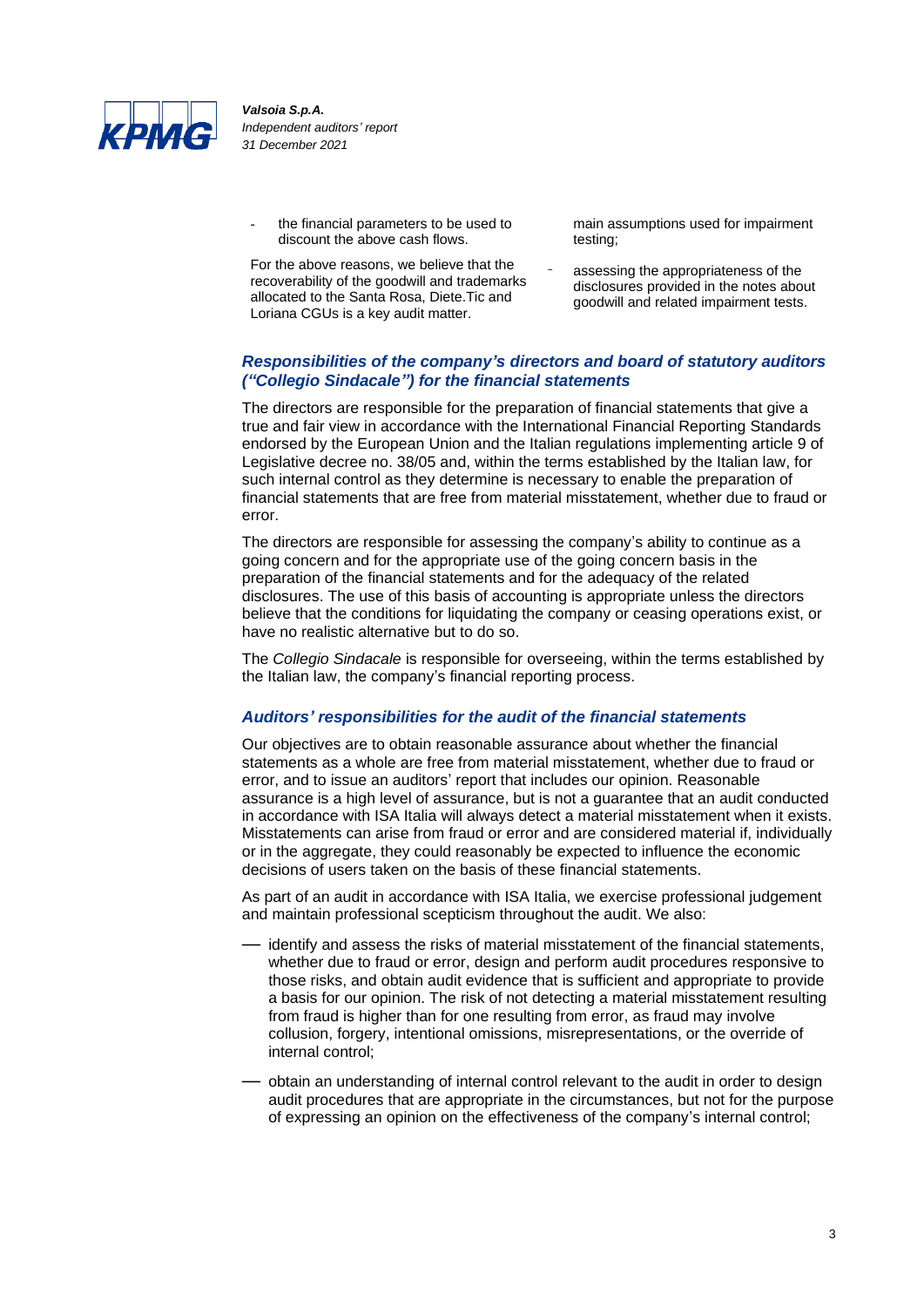- the financial parameters to be used to discount the above cash flows.

For the above reasons, we believe that the recoverability of the goodwill and trademarks allocated to the Santa Rosa, Diete.Tic and Loriana CGUs is a key audit matter.

main assumptions used for impairment testing;

- assessing the appropriateness of the disclosures provided in the notes about goodwill and related impairment tests.

### *Responsibilities of the company's directors and board of statutory auditors ("Collegio Sindacale") for the financial statements*

The directors are responsible for the preparation of financial statements that give a true and fair view in accordance with the International Financial Reporting Standards endorsed by the European Union and the Italian regulations implementing article 9 of Legislative decree no. 38/05 and, within the terms established by the Italian law, for such internal control as they determine is necessary to enable the preparation of financial statements that are free from material misstatement, whether due to fraud or error.

The directors are responsible for assessing the company's ability to continue as a going concern and for the appropriate use of the going concern basis in the preparation of the financial statements and for the adequacy of the related disclosures. The use of this basis of accounting is appropriate unless the directors believe that the conditions for liquidating the company or ceasing operations exist, or have no realistic alternative but to do so.

The *Collegio Sindacale* is responsible for overseeing, within the terms established by the Italian law, the company's financial reporting process.

### *Auditors' responsibilities for the audit of the financial statements*

Our objectives are to obtain reasonable assurance about whether the financial statements as a whole are free from material misstatement, whether due to fraud or error, and to issue an auditors' report that includes our opinion. Reasonable assurance is a high level of assurance, but is not a guarantee that an audit conducted in accordance with ISA Italia will always detect a material misstatement when it exists. Misstatements can arise from fraud or error and are considered material if, individually or in the aggregate, they could reasonably be expected to influence the economic decisions of users taken on the basis of these financial statements.

As part of an audit in accordance with ISA Italia, we exercise professional judgement and maintain professional scepticism throughout the audit. We also:

- identify and assess the risks of material misstatement of the financial statements, whether due to fraud or error, design and perform audit procedures responsive to those risks, and obtain audit evidence that is sufficient and appropriate to provide a basis for our opinion. The risk of not detecting a material misstatement resulting from fraud is higher than for one resulting from error, as fraud may involve collusion, forgery, intentional omissions, misrepresentations, or the override of internal control;
- obtain an understanding of internal control relevant to the audit in order to design audit procedures that are appropriate in the circumstances, but not for the purpose of expressing an opinion on the effectiveness of the company's internal control;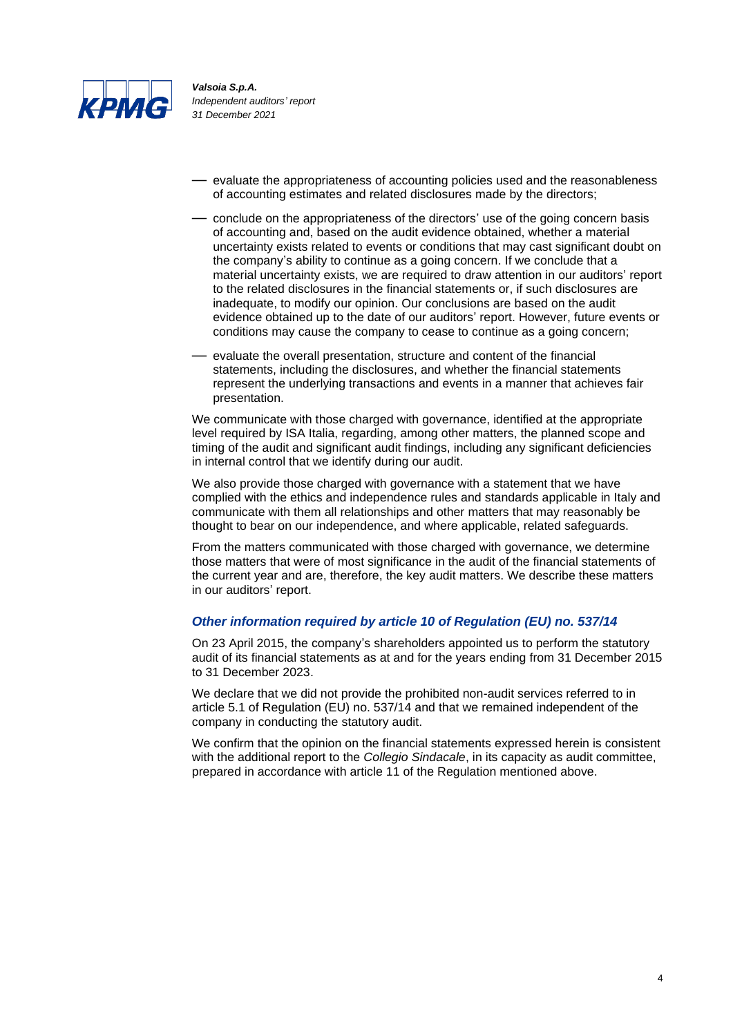- evaluate the appropriateness of accounting policies used and the reasonableness of accounting estimates and related disclosures made by the directors;
- conclude on the appropriateness of the directors' use of the going concern basis of accounting and, based on the audit evidence obtained, whether a material uncertainty exists related to events or conditions that may cast significant doubt on the company's ability to continue as a going concern. If we conclude that a material uncertainty exists, we are required to draw attention in our auditors' report to the related disclosures in the financial statements or, if such disclosures are inadequate, to modify our opinion. Our conclusions are based on the audit evidence obtained up to the date of our auditors' report. However, future events or conditions may cause the company to cease to continue as a going concern;
- evaluate the overall presentation, structure and content of the financial statements, including the disclosures, and whether the financial statements represent the underlying transactions and events in a manner that achieves fair presentation.

We communicate with those charged with governance, identified at the appropriate level required by ISA Italia, regarding, among other matters, the planned scope and timing of the audit and significant audit findings, including any significant deficiencies in internal control that we identify during our audit.

We also provide those charged with governance with a statement that we have complied with the ethics and independence rules and standards applicable in Italy and communicate with them all relationships and other matters that may reasonably be thought to bear on our independence, and where applicable, related safeguards.

From the matters communicated with those charged with governance, we determine those matters that were of most significance in the audit of the financial statements of the current year and are, therefore, the key audit matters. We describe these matters in our auditors' report.

### *Other information required by article 10 of Regulation (EU) no. 537/14*

On 23 April 2015, the company's shareholders appointed us to perform the statutory audit of its financial statements as at and for the years ending from 31 December 2015 to 31 December 2023.

We declare that we did not provide the prohibited non-audit services referred to in article 5.1 of Regulation (EU) no. 537/14 and that we remained independent of the company in conducting the statutory audit.

We confirm that the opinion on the financial statements expressed herein is consistent with the additional report to the *Collegio Sindacale*, in its capacity as audit committee, prepared in accordance with article 11 of the Regulation mentioned above.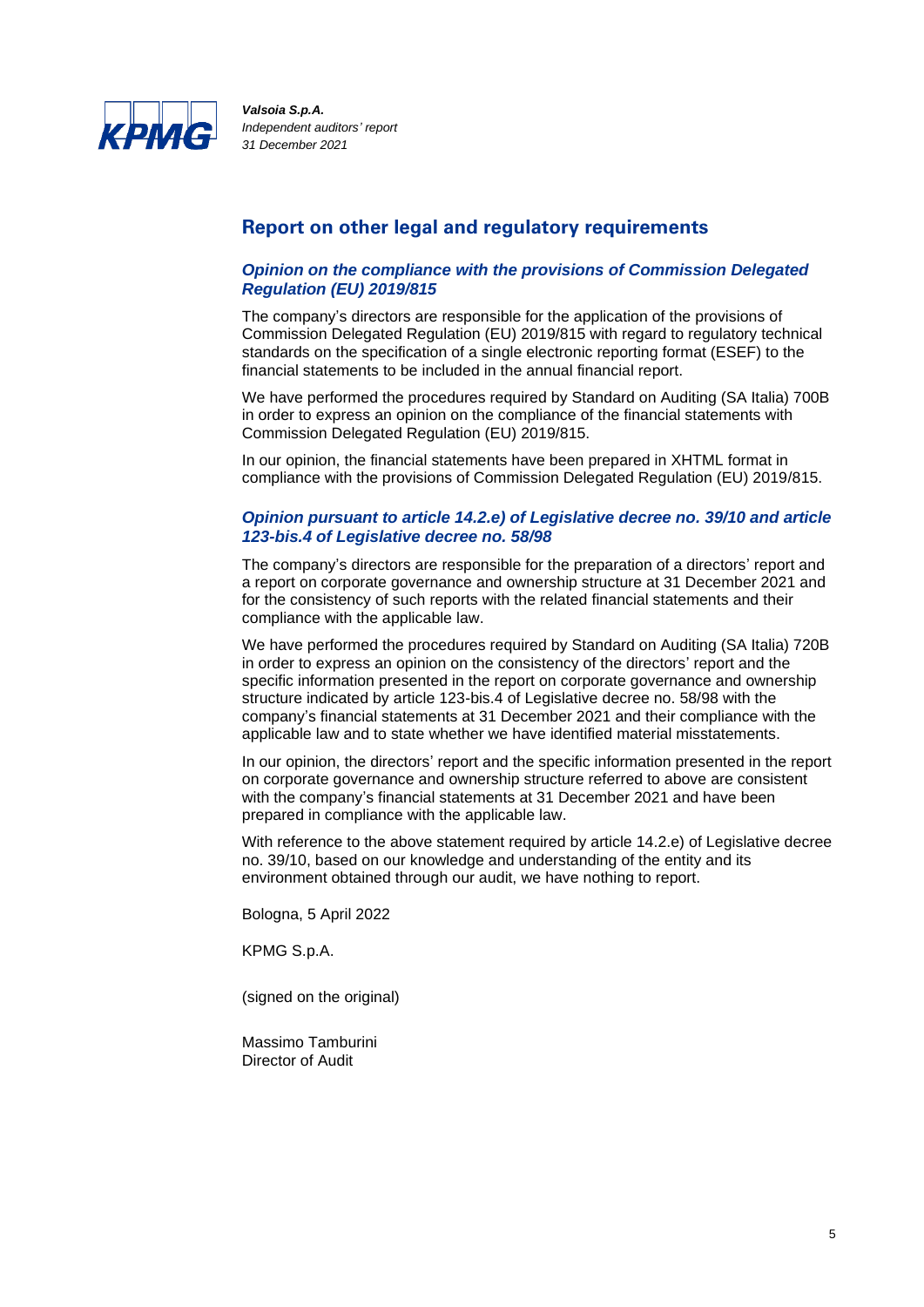## Report on other legal and regulatory requirements

### *Opinion on the compliance with the provisions of Commission Delegated Regulation (EU) 2019/815*

The company's directors are responsible for the application of the provisions of Commission Delegated Regulation (EU) 2019/815 with regard to regulatory technical standards on the specification of a single electronic reporting format (ESEF) to the financial statements to be included in the annual financial report.

We have performed the procedures required by Standard on Auditing (SA Italia) 700B in order to express an opinion on the compliance of the financial statements with Commission Delegated Regulation (EU) 2019/815.

In our opinion, the financial statements have been prepared in XHTML format in compliance with the provisions of Commission Delegated Regulation (EU) 2019/815.

### *Opinion pursuant to article 14.2.e) of Legislative decree no. 39/10 and article 123-bis.4 of Legislative decree no. 58/98*

The company's directors are responsible for the preparation of a directors' report and a report on corporate governance and ownership structure at 31 December 2021 and for the consistency of such reports with the related financial statements and their compliance with the applicable law.

We have performed the procedures required by Standard on Auditing (SA Italia) 720B in order to express an opinion on the consistency of the directors' report and the specific information presented in the report on corporate governance and ownership structure indicated by article 123-bis.4 of Legislative decree no. 58/98 with the company's financial statements at 31 December 2021 and their compliance with the applicable law and to state whether we have identified material misstatements.

In our opinion, the directors' report and the specific information presented in the report on corporate governance and ownership structure referred to above are consistent with the company's financial statements at 31 December 2021 and have been prepared in compliance with the applicable law.

With reference to the above statement required by article 14.2.e) of Legislative decree no. 39/10, based on our knowledge and understanding of the entity and its environment obtained through our audit, we have nothing to report.

Bologna, 5 April 2022

KPMG S.p.A.

(signed on the original)

Massimo Tamburini
Director of Audit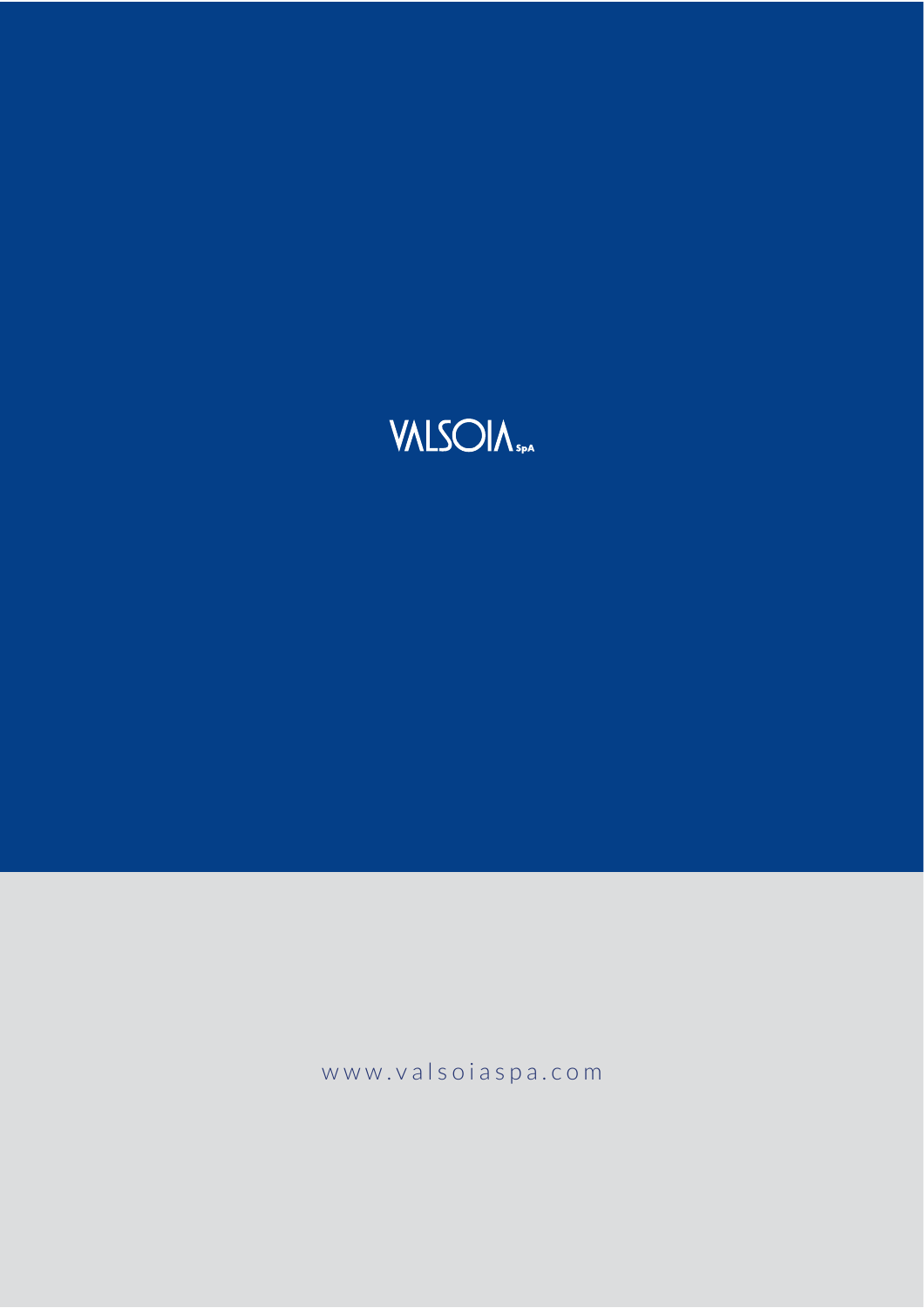VALSOIA SpA

www.valsoiaspa.com